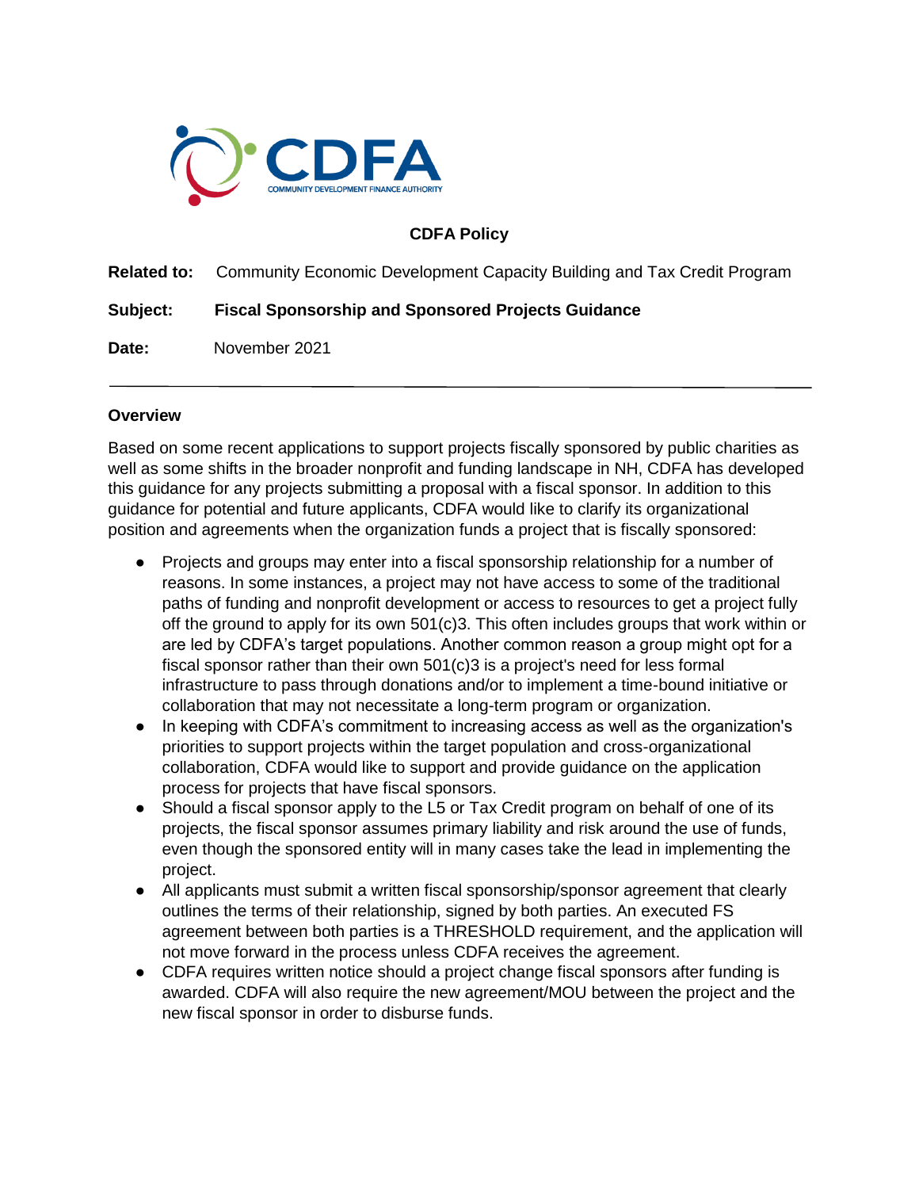CDFA

COMMUNITY DEVELOPMENT FINANCE AUTHORITY

**CDFA Policy**

**Related to:** Community Economic Development Capacity Building and Tax Credit Program

**Subject:** **Fiscal Sponsorship and Sponsored Projects Guidance**

**Date:** November 2021

---

## Overview

Based on some recent applications to support projects fiscally sponsored by public charities as well as some shifts in the broader nonprofit and funding landscape in NH, CDFA has developed this guidance for any projects submitting a proposal with a fiscal sponsor. In addition to this guidance for potential and future applicants, CDFA would like to clarify its organizational position and agreements when the organization funds a project that is fiscally sponsored:

- Projects and groups may enter into a fiscal sponsorship relationship for a number of reasons. In some instances, a project may not have access to some of the traditional paths of funding and nonprofit development or access to resources to get a project fully off the ground to apply for its own 501(c)3. This often includes groups that work within or are led by CDFA's target populations. Another common reason a group might opt for a fiscal sponsor rather than their own 501(c)3 is a project's need for less formal infrastructure to pass through donations and/or to implement a time-bound initiative or collaboration that may not necessitate a long-term program or organization.
- In keeping with CDFA's commitment to increasing access as well as the organization's priorities to support projects within the target population and cross-organizational collaboration, CDFA would like to support and provide guidance on the application process for projects that have fiscal sponsors.
- Should a fiscal sponsor apply to the L5 or Tax Credit program on behalf of one of its projects, the fiscal sponsor assumes primary liability and risk around the use of funds, even though the sponsored entity will in many cases take the lead in implementing the project.
- All applicants must submit a written fiscal sponsorship/sponsor agreement that clearly outlines the terms of their relationship, signed by both parties. An executed FS agreement between both parties is a THRESHOLD requirement, and the application will not move forward in the process unless CDFA receives the agreement.
- CDFA requires written notice should a project change fiscal sponsors after funding is awarded. CDFA will also require the new agreement/MOU between the project and the new fiscal sponsor in order to disburse funds.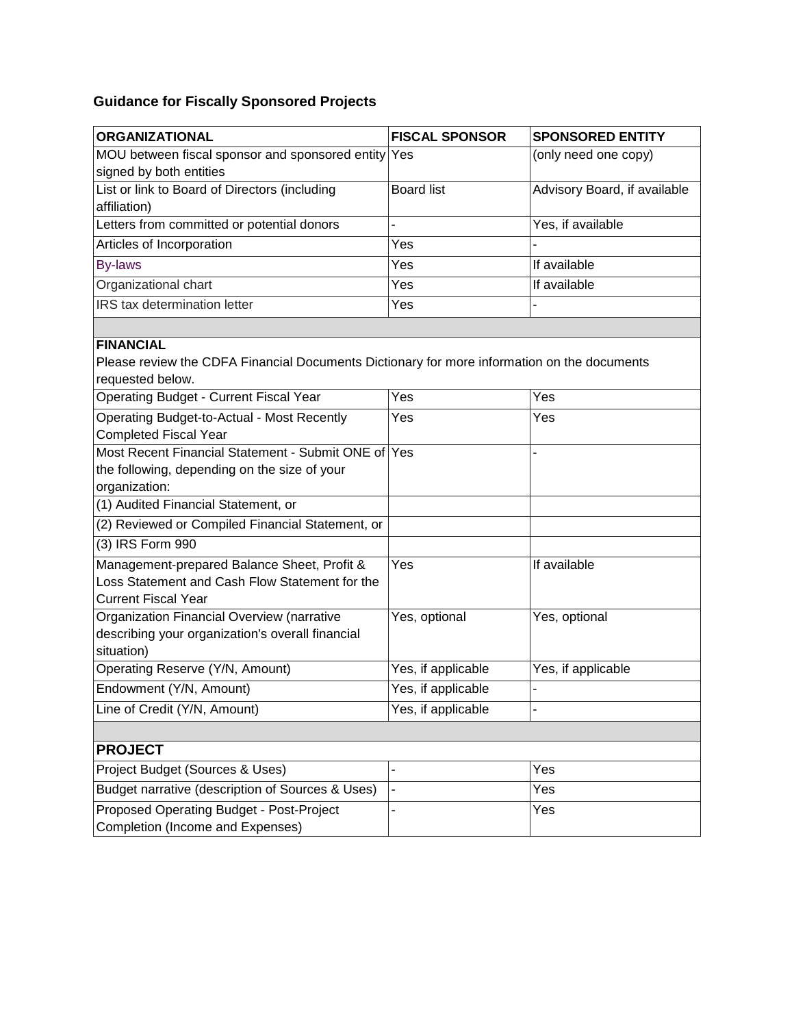## Guidance for Fiscally Sponsored Projects

| ORGANIZATIONAL | FISCAL SPONSOR | SPONSORED ENTITY |
|---|---|---|
| MOU between fiscal sponsor and sponsored entity signed by both entities | Yes | (only need one copy) |
| List or link to Board of Directors (including affiliation) | Board list | Advisory Board, if available |
| Letters from committed or potential donors | - | Yes, if available |
| Articles of Incorporation | Yes | - |
| By-laws | Yes | If available |
| Organizational chart | Yes | If available |
| IRS tax determination letter | Yes | - |
| | | |
| **FINANCIAL**<br>Please review the CDFA Financial Documents Dictionary for more information on the documents requested below. | | |
| Operating Budget - Current Fiscal Year | Yes | Yes |
| Operating Budget-to-Actual - Most Recently Completed Fiscal Year | Yes | Yes |
| Most Recent Financial Statement - Submit ONE of the following, depending on the size of your organization: | Yes | - |
| (1) Audited Financial Statement, or | | |
| (2) Reviewed or Compiled Financial Statement, or | | |
| (3) IRS Form 990 | | |
| Management-prepared Balance Sheet, Profit & Loss Statement and Cash Flow Statement for the Current Fiscal Year | Yes | If available |
| Organization Financial Overview (narrative describing your organization's overall financial situation) | Yes, optional | Yes, optional |
| Operating Reserve (Y/N, Amount) | Yes, if applicable | Yes, if applicable |
| Endowment (Y/N, Amount) | Yes, if applicable | - |
| Line of Credit (Y/N, Amount) | Yes, if applicable | - |
| | | |
| **PROJECT** | | |
| Project Budget (Sources & Uses) | - | Yes |
| Budget narrative (description of Sources & Uses) | - | Yes |
| Proposed Operating Budget - Post-Project Completion (Income and Expenses) | - | Yes |